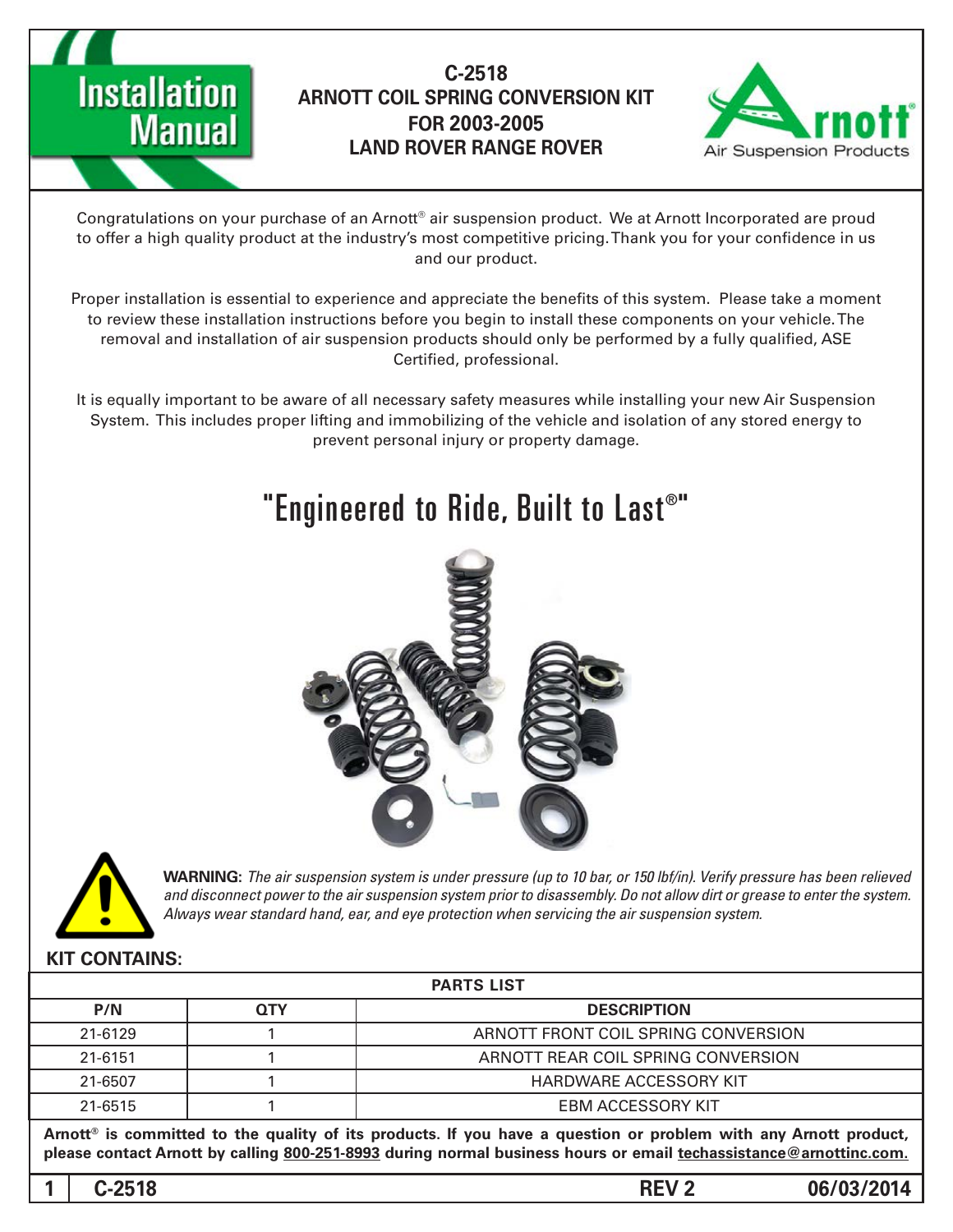# C-2518 ARNOTT COIL SPRING CONVERSION KIT FOR 2003-2005 LAND ROVER RANGE ROVER

Installation Manual

Arnott® Air Suspension Products

Congratulations on your purchase of an Arnott® air suspension product. We at Arnott Incorporated are proud to offer a high quality product at the industry's most competitive pricing. Thank you for your confidence in us and our product.

Proper installation is essential to experience and appreciate the benefits of this system. Please take a moment to review these installation instructions before you begin to install these components on your vehicle. The removal and installation of air suspension products should only be performed by a fully qualified, ASE Certified, professional.

It is equally important to be aware of all necessary safety measures while installing your new Air Suspension System. This includes proper lifting and immobilizing of the vehicle and isolation of any stored energy to prevent personal injury or property damage.

## "Engineered to Ride, Built to Last®"

**WARNING:** *The air suspension system is under pressure (up to 10 bar, or 150 lbf/in). Verify pressure has been relieved and disconnect power to the air suspension system prior to disassembly. Do not allow dirt or grease to enter the system. Always wear standard hand, ear, and eye protection when servicing the air suspension system.*

**KIT CONTAINS:**

| PARTS LIST | | |
|---|---|---|
| **P/N** | **QTY** | **DESCRIPTION** |
| 21-6129 | 1 | ARNOTT FRONT COIL SPRING CONVERSION |
| 21-6151 | 1 | ARNOTT REAR COIL SPRING CONVERSION |
| 21-6507 | 1 | HARDWARE ACCESSORY KIT |
| 21-6515 | 1 | EBM ACCESSORY KIT |

**Arnott® is committed to the quality of its products. If you have a question or problem with any Arnott product, please contact Arnott by calling 800-251-8993 during normal business hours or email techassistance@arnottinc.com.**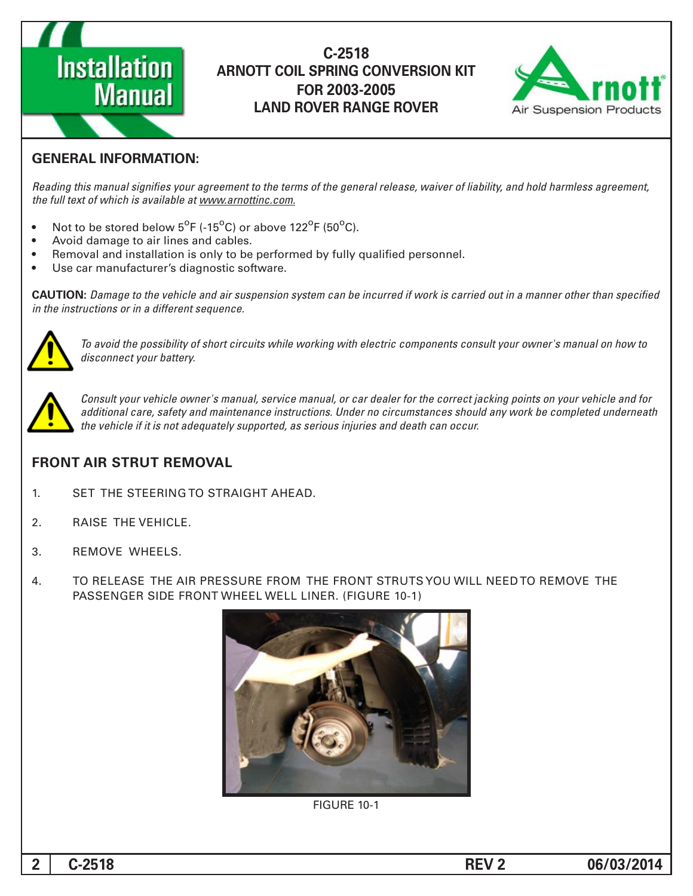# C-2518
## ARNOTT COIL SPRING CONVERSION KIT FOR 2003-2005 LAND ROVER RANGE ROVER

## GENERAL INFORMATION:

*Reading this manual signifies your agreement to the terms of the general release, waiver of liability, and hold harmless agreement, the full text of which is available at www.arnottinc.com.*

- Not to be stored below 5°F (-15°C) or above 122°F (50°C).
- Avoid damage to air lines and cables.
- Removal and installation is only to be performed by fully qualified personnel.
- Use car manufacturer's diagnostic software.

**CAUTION:** *Damage to the vehicle and air suspension system can be incurred if work is carried out in a manner other than specified in the instructions or in a different sequence.*

*To avoid the possibility of short circuits while working with electric components consult your owner's manual on how to disconnect your battery.*

*Consult your vehicle owner's manual, service manual, or car dealer for the correct jacking points on your vehicle and for additional care, safety and maintenance instructions. Under no circumstances should any work be completed underneath the vehicle if it is not adequately supported, as serious injuries and death can occur.*

## FRONT AIR STRUT REMOVAL

1. SET THE STEERING TO STRAIGHT AHEAD.
2. RAISE THE VEHICLE.
3. REMOVE WHEELS.
4. TO RELEASE THE AIR PRESSURE FROM THE FRONT STRUTS YOU WILL NEED TO REMOVE THE PASSENGER SIDE FRONT WHEEL WELL LINER. (FIGURE 10-1)

FIGURE 10-1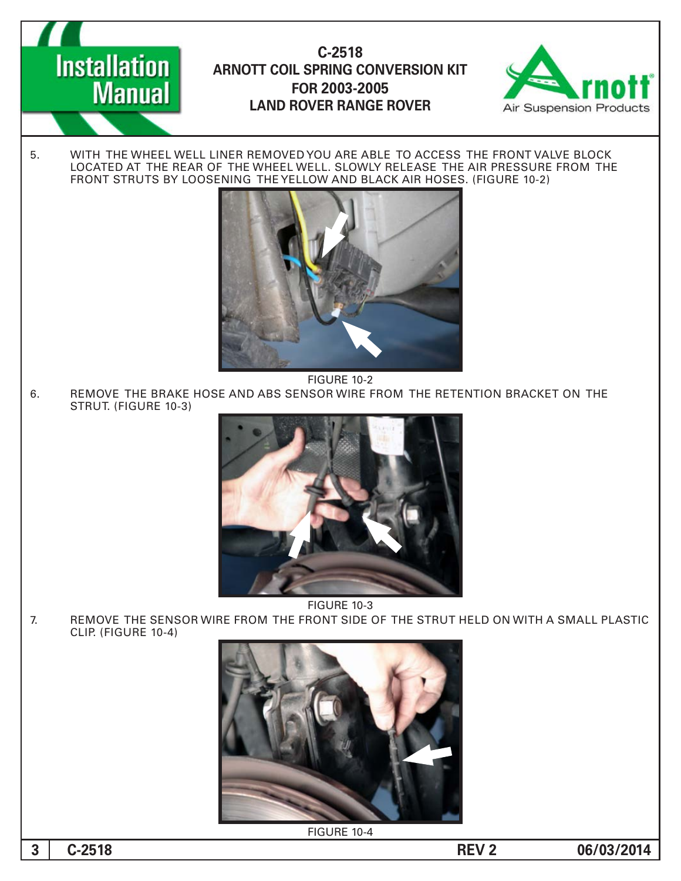5. WITH THE WHEEL WELL LINER REMOVED YOU ARE ABLE TO ACCESS THE FRONT VALVE BLOCK LOCATED AT THE REAR OF THE WHEEL WELL. SLOWLY RELEASE THE AIR PRESSURE FROM THE FRONT STRUTS BY LOOSENING THE YELLOW AND BLACK AIR HOSES. (FIGURE 10-2)

FIGURE 10-2

6. REMOVE THE BRAKE HOSE AND ABS SENSOR WIRE FROM THE RETENTION BRACKET ON THE STRUT. (FIGURE 10-3)

FIGURE 10-3

7. REMOVE THE SENSOR WIRE FROM THE FRONT SIDE OF THE STRUT HELD ON WITH A SMALL PLASTIC CLIP. (FIGURE 10-4)

FIGURE 10-4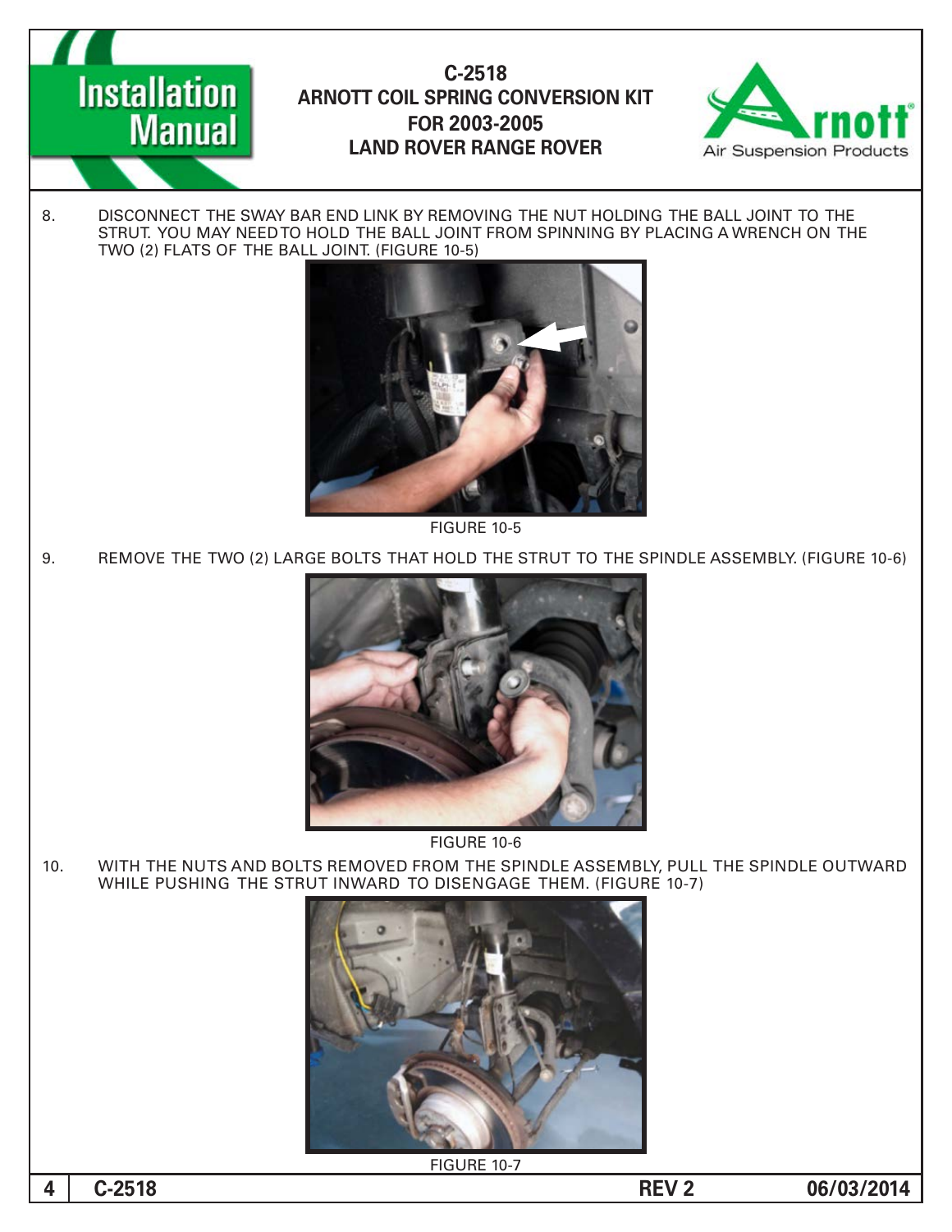8. DISCONNECT THE SWAY BAR END LINK BY REMOVING THE NUT HOLDING THE BALL JOINT TO THE STRUT. YOU MAY NEED TO HOLD THE BALL JOINT FROM SPINNING BY PLACING A WRENCH ON THE TWO (2) FLATS OF THE BALL JOINT. (FIGURE 10-5)

FIGURE 10-5

9. REMOVE THE TWO (2) LARGE BOLTS THAT HOLD THE STRUT TO THE SPINDLE ASSEMBLY. (FIGURE 10-6)

FIGURE 10-6

10. WITH THE NUTS AND BOLTS REMOVED FROM THE SPINDLE ASSEMBLY, PULL THE SPINDLE OUTWARD WHILE PUSHING THE STRUT INWARD TO DISENGAGE THEM. (FIGURE 10-7)

FIGURE 10-7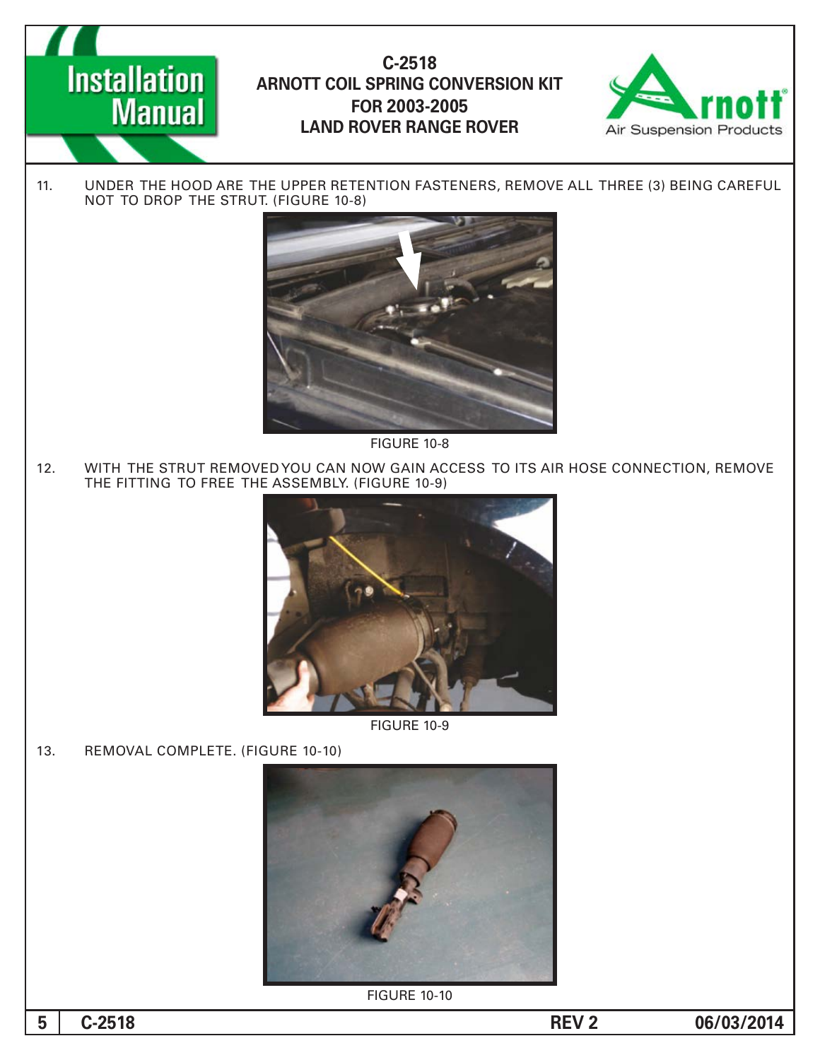11. UNDER THE HOOD ARE THE UPPER RETENTION FASTENERS, REMOVE ALL THREE (3) BEING CAREFUL NOT TO DROP THE STRUT. (FIGURE 10-8)

FIGURE 10-8

12. WITH THE STRUT REMOVED YOU CAN NOW GAIN ACCESS TO ITS AIR HOSE CONNECTION, REMOVE THE FITTING TO FREE THE ASSEMBLY. (FIGURE 10-9)

FIGURE 10-9

13. REMOVAL COMPLETE. (FIGURE 10-10)

FIGURE 10-10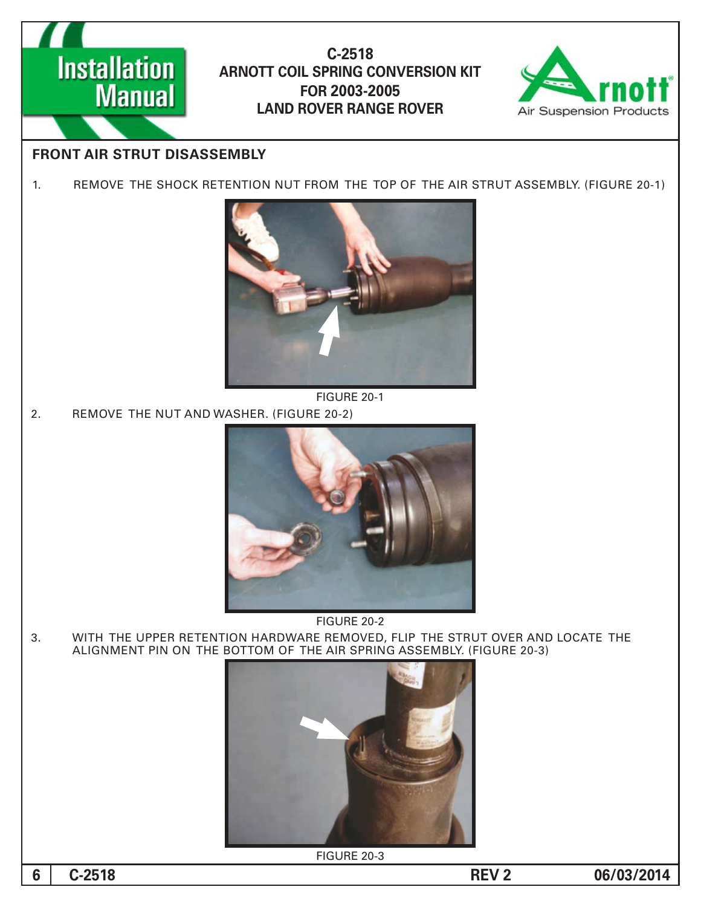## FRONT AIR STRUT DISASSEMBLY

1. REMOVE THE SHOCK RETENTION NUT FROM THE TOP OF THE AIR STRUT ASSEMBLY. (FIGURE 20-1)

FIGURE 20-1

2. REMOVE THE NUT AND WASHER. (FIGURE 20-2)

FIGURE 20-2

3. WITH THE UPPER RETENTION HARDWARE REMOVED, FLIP THE STRUT OVER AND LOCATE THE ALIGNMENT PIN ON THE BOTTOM OF THE AIR SPRING ASSEMBLY. (FIGURE 20-3)

FIGURE 20-3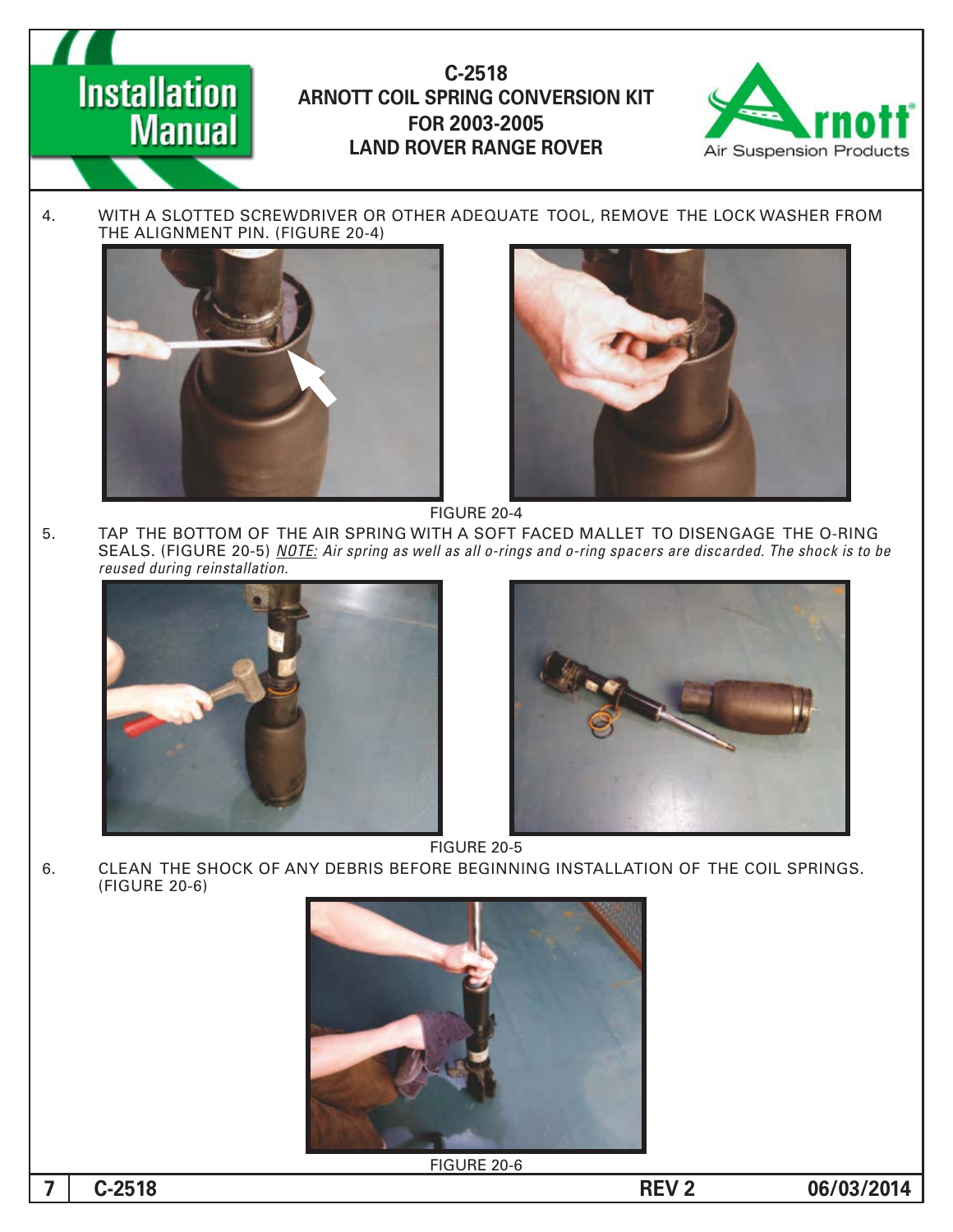4. WITH A SLOTTED SCREWDRIVER OR OTHER ADEQUATE TOOL, REMOVE THE LOCK WASHER FROM THE ALIGNMENT PIN. (FIGURE 20-4)

FIGURE 20-4

5. TAP THE BOTTOM OF THE AIR SPRING WITH A SOFT FACED MALLET TO DISENGAGE THE O-RING SEALS. (FIGURE 20-5) *NOTE: Air spring as well as all o-rings and o-ring spacers are discarded. The shock is to be reused during reinstallation.*

FIGURE 20-5

6. CLEAN THE SHOCK OF ANY DEBRIS BEFORE BEGINNING INSTALLATION OF THE COIL SPRINGS. (FIGURE 20-6)

FIGURE 20-6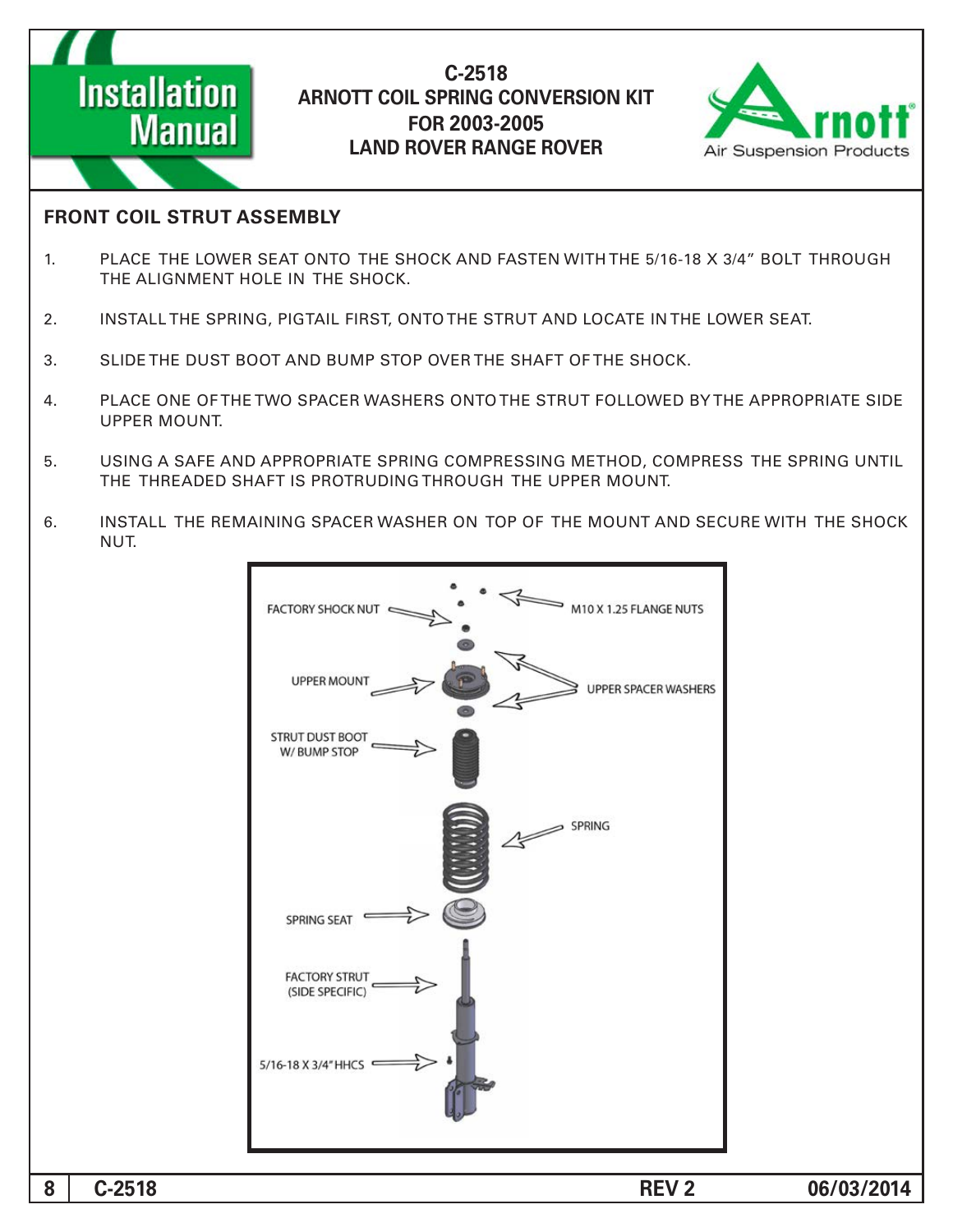# C-2518
# ARNOTT COIL SPRING CONVERSION KIT FOR 2003-2005 LAND ROVER RANGE ROVER

## FRONT COIL STRUT ASSEMBLY

1. PLACE THE LOWER SEAT ONTO THE SHOCK AND FASTEN WITH THE 5/16-18 X 3/4" BOLT THROUGH THE ALIGNMENT HOLE IN THE SHOCK.
2. INSTALL THE SPRING, PIGTAIL FIRST, ONTO THE STRUT AND LOCATE IN THE LOWER SEAT.
3. SLIDE THE DUST BOOT AND BUMP STOP OVER THE SHAFT OF THE SHOCK.
4. PLACE ONE OF THE TWO SPACER WASHERS ONTO THE STRUT FOLLOWED BY THE APPROPRIATE SIDE UPPER MOUNT.
5. USING A SAFE AND APPROPRIATE SPRING COMPRESSING METHOD, COMPRESS THE SPRING UNTIL THE THREADED SHAFT IS PROTRUDING THROUGH THE UPPER MOUNT.
6. INSTALL THE REMAINING SPACER WASHER ON TOP OF THE MOUNT AND SECURE WITH THE SHOCK NUT.

FACTORY SHOCK NUT
M10 X 1.25 FLANGE NUTS
UPPER MOUNT
UPPER SPACER WASHERS
STRUT DUST BOOT W/ BUMP STOP
SPRING
SPRING SEAT
FACTORY STRUT (SIDE SPECIFIC)
5/16-18 X 3/4" HHCS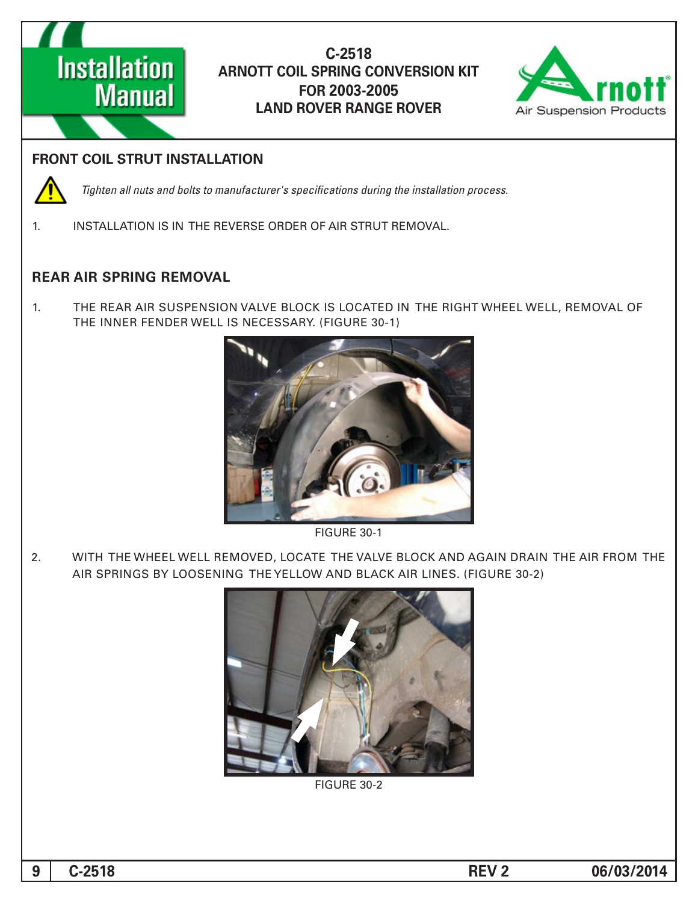# C-2518
# ARNOTT COIL SPRING CONVERSION KIT FOR 2003-2005 LAND ROVER RANGE ROVER

## FRONT COIL STRUT INSTALLATION

*Tighten all nuts and bolts to manufacturer's specifications during the installation process.*

1. INSTALLATION IS IN THE REVERSE ORDER OF AIR STRUT REMOVAL.

## REAR AIR SPRING REMOVAL

1. THE REAR AIR SUSPENSION VALVE BLOCK IS LOCATED IN THE RIGHT WHEEL WELL, REMOVAL OF THE INNER FENDER WELL IS NECESSARY. (FIGURE 30-1)

FIGURE 30-1

2. WITH THE WHEEL WELL REMOVED, LOCATE THE VALVE BLOCK AND AGAIN DRAIN THE AIR FROM THE AIR SPRINGS BY LOOSENING THE YELLOW AND BLACK AIR LINES. (FIGURE 30-2)

FIGURE 30-2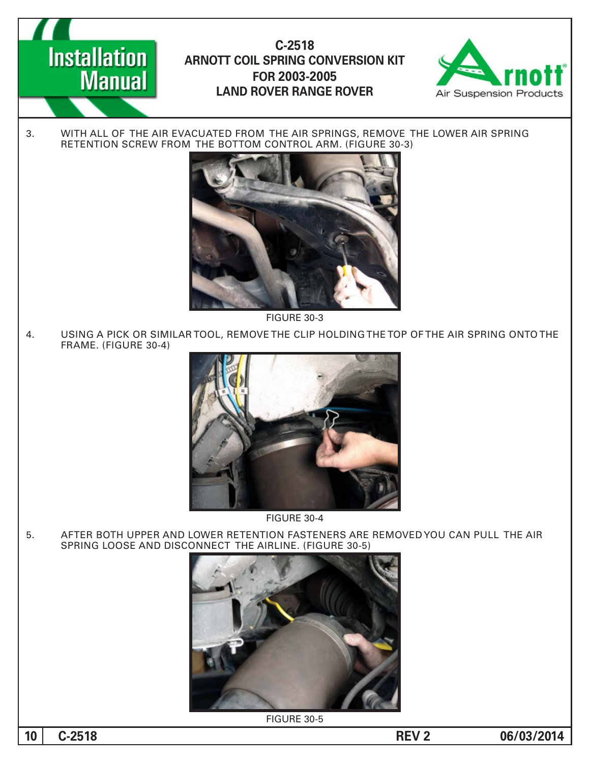3. WITH ALL OF THE AIR EVACUATED FROM THE AIR SPRINGS, REMOVE THE LOWER AIR SPRING RETENTION SCREW FROM THE BOTTOM CONTROL ARM. (FIGURE 30-3)

FIGURE 30-3

4. USING A PICK OR SIMILAR TOOL, REMOVE THE CLIP HOLDING THE TOP OF THE AIR SPRING ONTO THE FRAME. (FIGURE 30-4)

FIGURE 30-4

5. AFTER BOTH UPPER AND LOWER RETENTION FASTENERS ARE REMOVED YOU CAN PULL THE AIR SPRING LOOSE AND DISCONNECT THE AIRLINE. (FIGURE 30-5)

FIGURE 30-5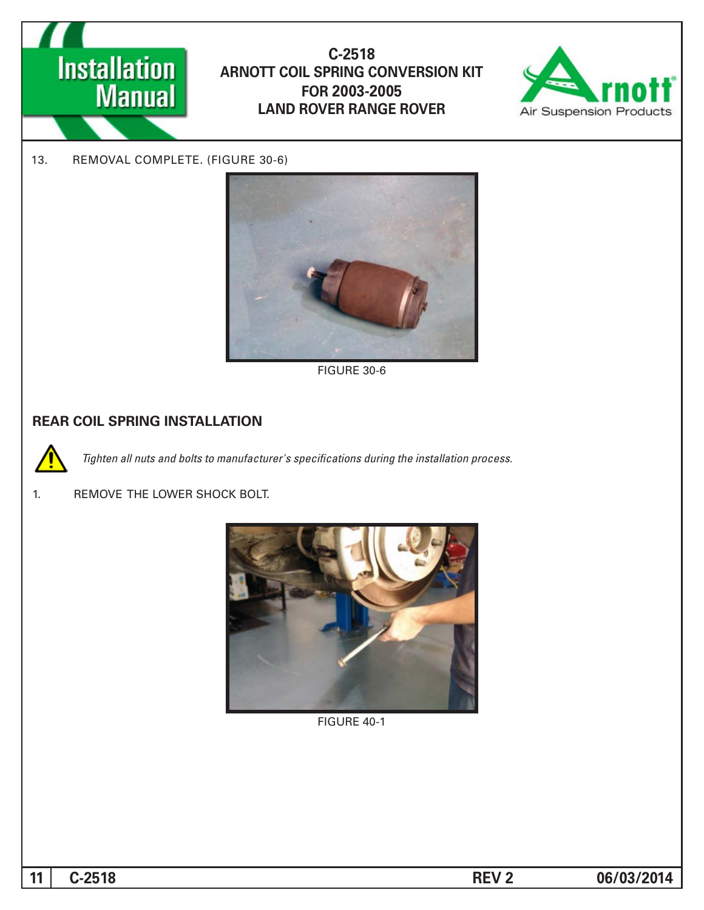13. REMOVAL COMPLETE. (FIGURE 30-6)

FIGURE 30-6

## REAR COIL SPRING INSTALLATION

*Tighten all nuts and bolts to manufacturer's specifications during the installation process.*

1. REMOVE THE LOWER SHOCK BOLT.

FIGURE 40-1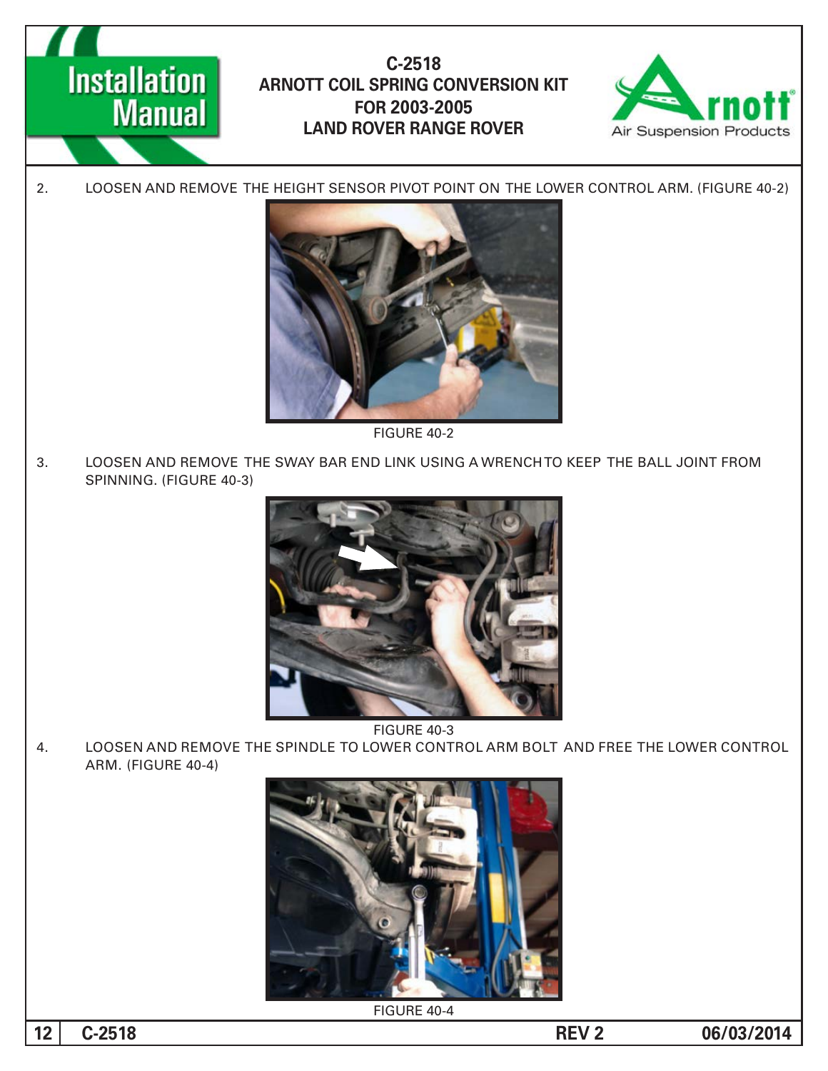2. LOOSEN AND REMOVE THE HEIGHT SENSOR PIVOT POINT ON THE LOWER CONTROL ARM. (FIGURE 40-2)

FIGURE 40-2

3. LOOSEN AND REMOVE THE SWAY BAR END LINK USING A WRENCH TO KEEP THE BALL JOINT FROM SPINNING. (FIGURE 40-3)

FIGURE 40-3

4. LOOSEN AND REMOVE THE SPINDLE TO LOWER CONTROL ARM BOLT AND FREE THE LOWER CONTROL ARM. (FIGURE 40-4)

FIGURE 40-4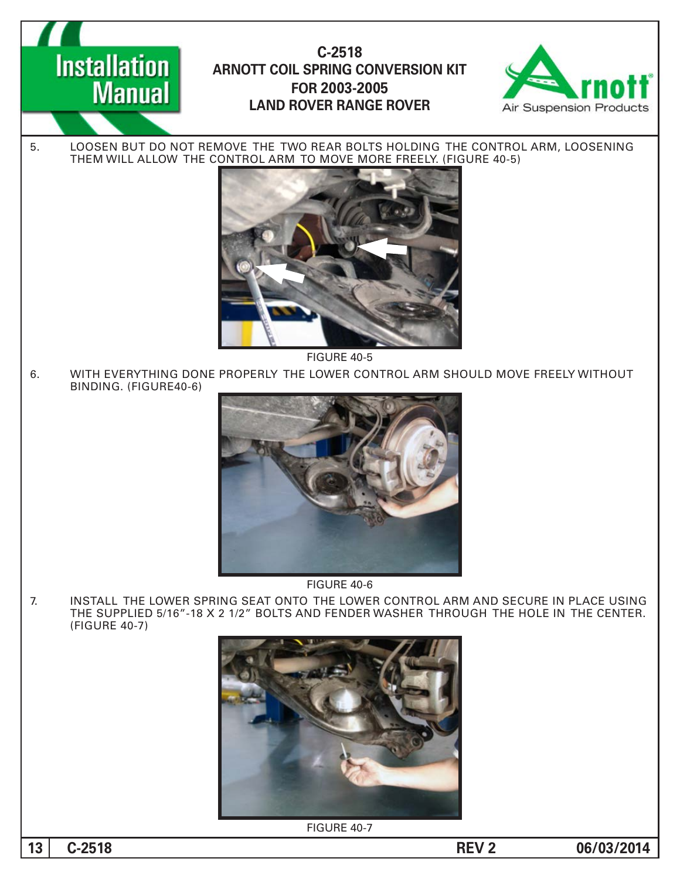5. LOOSEN BUT DO NOT REMOVE THE TWO REAR BOLTS HOLDING THE CONTROL ARM, LOOSENING THEM WILL ALLOW THE CONTROL ARM TO MOVE MORE FREELY. (FIGURE 40-5)

FIGURE 40-5

6. WITH EVERYTHING DONE PROPERLY THE LOWER CONTROL ARM SHOULD MOVE FREELY WITHOUT BINDING. (FIGURE40-6)

FIGURE 40-6

7. INSTALL THE LOWER SPRING SEAT ONTO THE LOWER CONTROL ARM AND SECURE IN PLACE USING THE SUPPLIED 5/16"-18 X 2 1/2" BOLTS AND FENDER WASHER THROUGH THE HOLE IN THE CENTER. (FIGURE 40-7)

FIGURE 40-7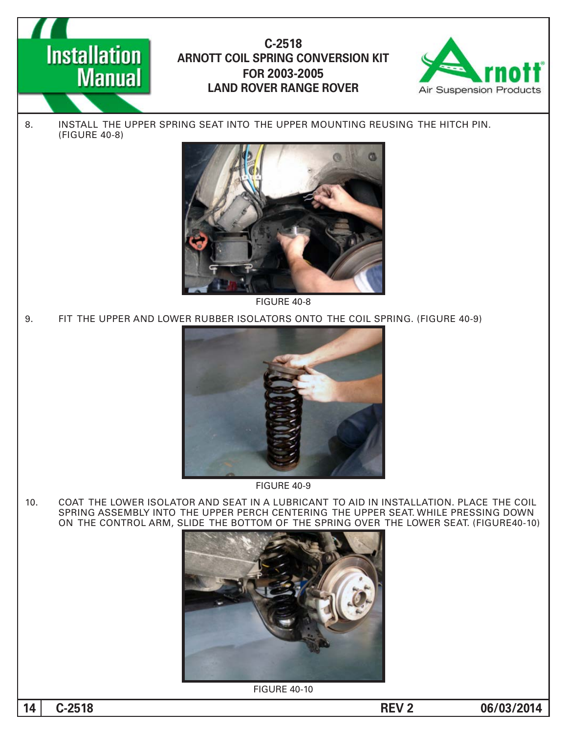8. INSTALL THE UPPER SPRING SEAT INTO THE UPPER MOUNTING REUSING THE HITCH PIN. (FIGURE 40-8)

FIGURE 40-8

9. FIT THE UPPER AND LOWER RUBBER ISOLATORS ONTO THE COIL SPRING. (FIGURE 40-9)

FIGURE 40-9

10. COAT THE LOWER ISOLATOR AND SEAT IN A LUBRICANT TO AID IN INSTALLATION. PLACE THE COIL SPRING ASSEMBLY INTO THE UPPER PERCH CENTERING THE UPPER SEAT. WHILE PRESSING DOWN ON THE CONTROL ARM, SLIDE THE BOTTOM OF THE SPRING OVER THE LOWER SEAT. (FIGURE40-10)

FIGURE 40-10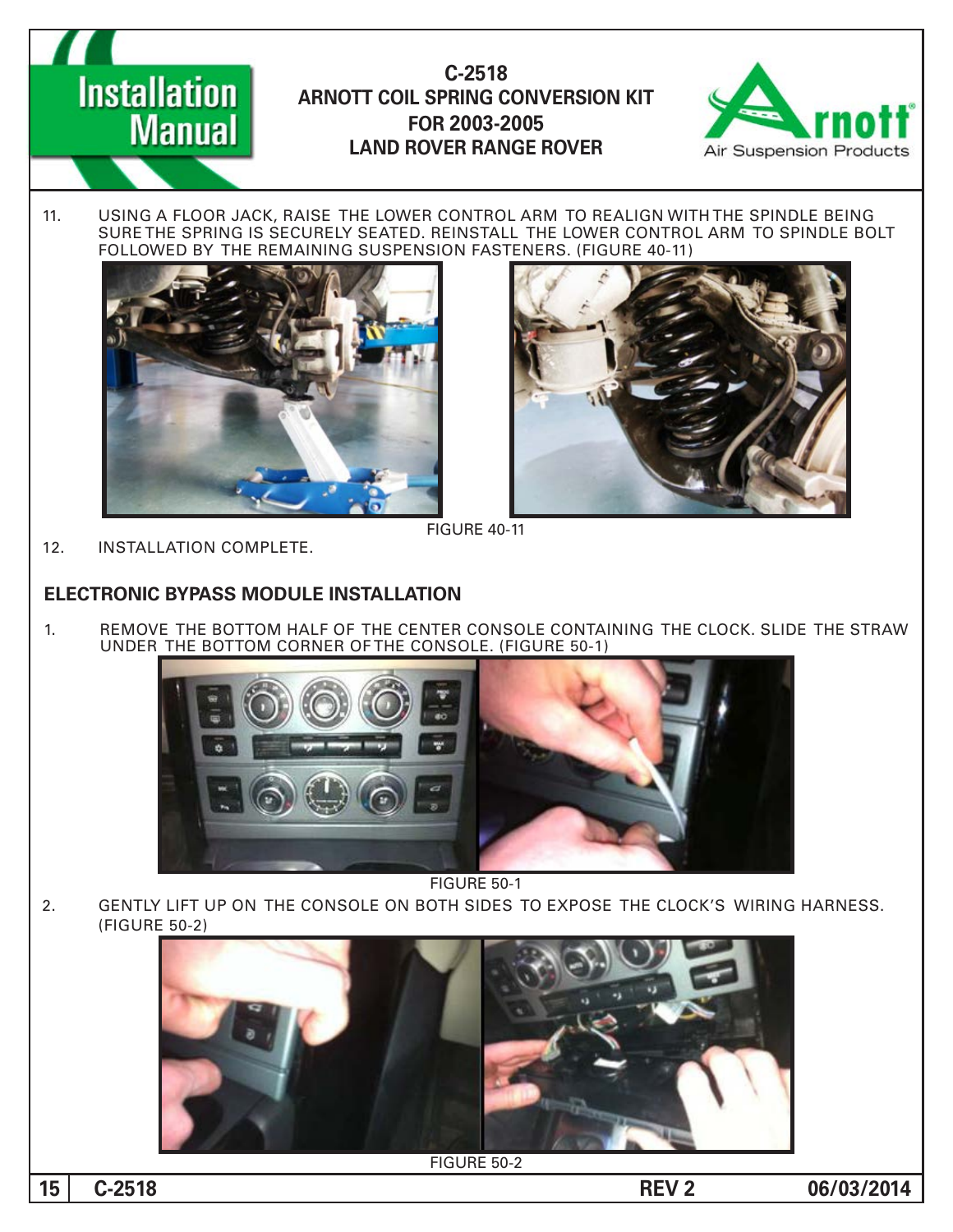11. USING A FLOOR JACK, RAISE THE LOWER CONTROL ARM TO REALIGN WITH THE SPINDLE BEING SURE THE SPRING IS SECURELY SEATED. REINSTALL THE LOWER CONTROL ARM TO SPINDLE BOLT FOLLOWED BY THE REMAINING SUSPENSION FASTENERS. (FIGURE 40-11)

FIGURE 40-11

12. INSTALLATION COMPLETE.

## ELECTRONIC BYPASS MODULE INSTALLATION

1. REMOVE THE BOTTOM HALF OF THE CENTER CONSOLE CONTAINING THE CLOCK. SLIDE THE STRAW UNDER THE BOTTOM CORNER OF THE CONSOLE. (FIGURE 50-1)

FIGURE 50-1

2. GENTLY LIFT UP ON THE CONSOLE ON BOTH SIDES TO EXPOSE THE CLOCK'S WIRING HARNESS. (FIGURE 50-2)

FIGURE 50-2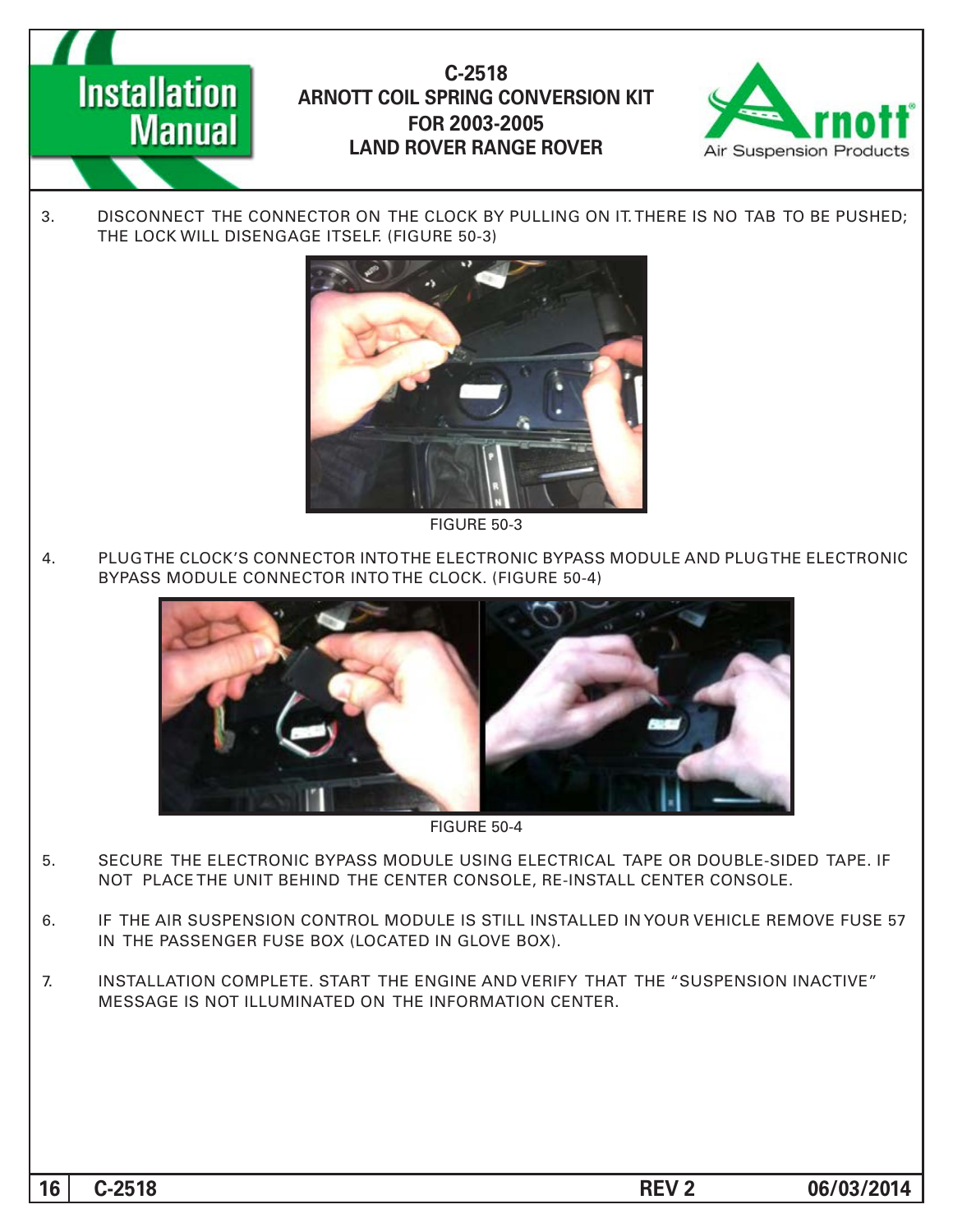3. DISCONNECT THE CONNECTOR ON THE CLOCK BY PULLING ON IT. THERE IS NO TAB TO BE PUSHED; THE LOCK WILL DISENGAGE ITSELF. (FIGURE 50-3)

FIGURE 50-3

4. PLUG THE CLOCK'S CONNECTOR INTO THE ELECTRONIC BYPASS MODULE AND PLUG THE ELECTRONIC BYPASS MODULE CONNECTOR INTO THE CLOCK. (FIGURE 50-4)

FIGURE 50-4

5. SECURE THE ELECTRONIC BYPASS MODULE USING ELECTRICAL TAPE OR DOUBLE-SIDED TAPE. IF NOT PLACE THE UNIT BEHIND THE CENTER CONSOLE, RE-INSTALL CENTER CONSOLE.

6. IF THE AIR SUSPENSION CONTROL MODULE IS STILL INSTALLED IN YOUR VEHICLE REMOVE FUSE 57 IN THE PASSENGER FUSE BOX (LOCATED IN GLOVE BOX).

7. INSTALLATION COMPLETE. START THE ENGINE AND VERIFY THAT THE "SUSPENSION INACTIVE" MESSAGE IS NOT ILLUMINATED ON THE INFORMATION CENTER.